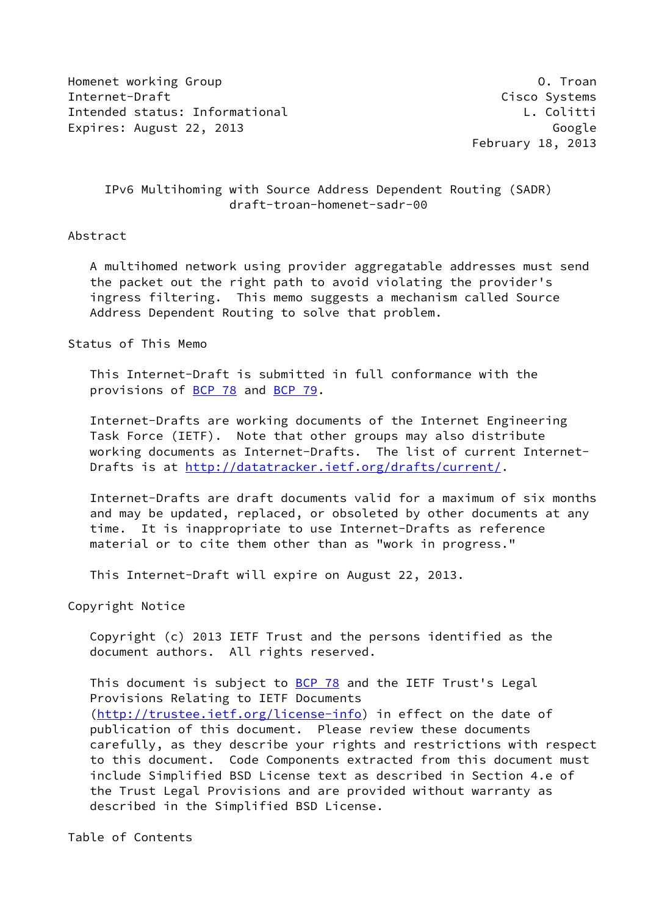Homenet working Group O. Troan
Internet-Draft Cisco Systems
Intended status: Informational L. Colitti
Expires: August 22, 2013 Google
February 18, 2013

# IPv6 Multihoming with Source Address Dependent Routing (SADR)
draft-troan-homenet-sadr-00

## Abstract

A multihomed network using provider aggregatable addresses must send the packet out the right path to avoid violating the provider's ingress filtering. This memo suggests a mechanism called Source Address Dependent Routing to solve that problem.

## Status of This Memo

This Internet-Draft is submitted in full conformance with the provisions of BCP 78 and BCP 79.

Internet-Drafts are working documents of the Internet Engineering Task Force (IETF). Note that other groups may also distribute working documents as Internet-Drafts. The list of current Internet-Drafts is at http://datatracker.ietf.org/drafts/current/.

Internet-Drafts are draft documents valid for a maximum of six months and may be updated, replaced, or obsoleted by other documents at any time. It is inappropriate to use Internet-Drafts as reference material or to cite them other than as "work in progress."

This Internet-Draft will expire on August 22, 2013.

## Copyright Notice

Copyright (c) 2013 IETF Trust and the persons identified as the document authors. All rights reserved.

This document is subject to BCP 78 and the IETF Trust's Legal Provisions Relating to IETF Documents (http://trustee.ietf.org/license-info) in effect on the date of publication of this document. Please review these documents carefully, as they describe your rights and restrictions with respect to this document. Code Components extracted from this document must include Simplified BSD License text as described in Section 4.e of the Trust Legal Provisions and are provided without warranty as described in the Simplified BSD License.

## Table of Contents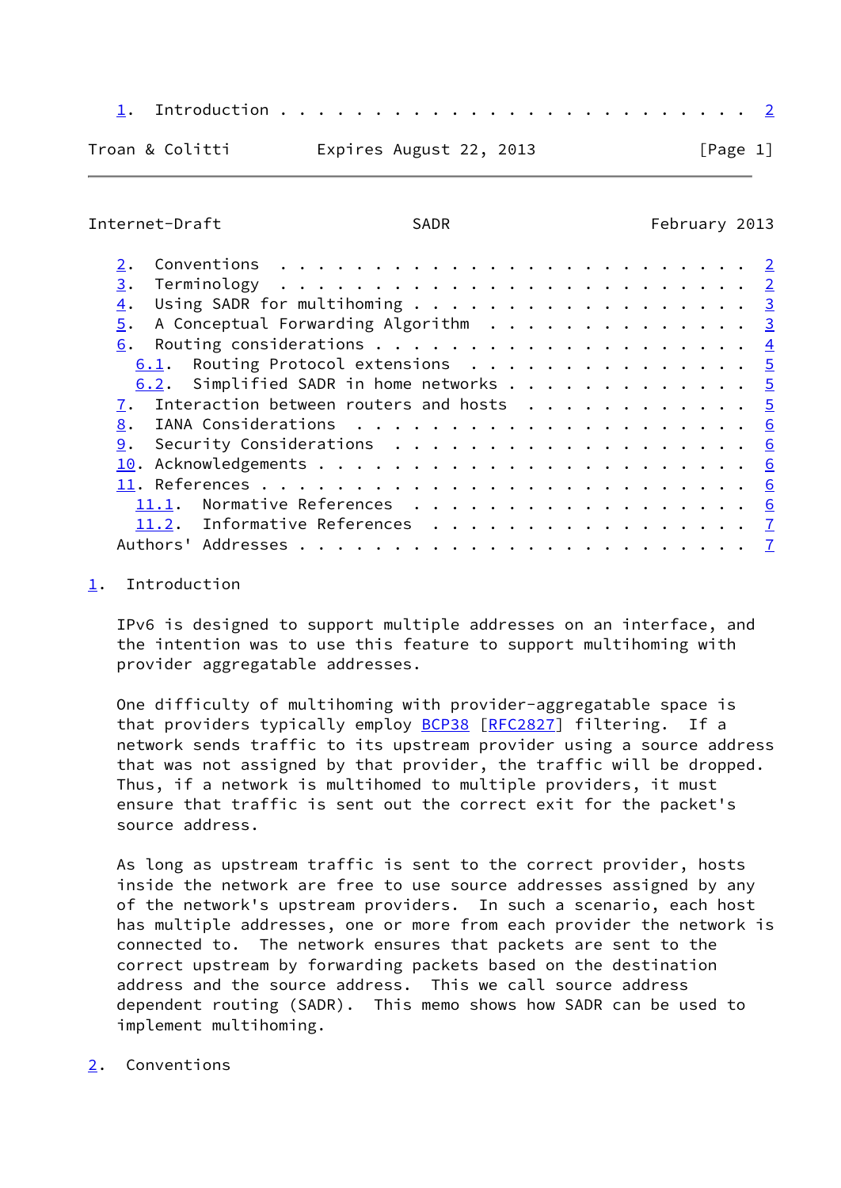1. Introduction . . . . . . . . . . . . . . . . . . . . . . . . 2
2. Conventions . . . . . . . . . . . . . . . . . . . . . . . . . 2
3. Terminology . . . . . . . . . . . . . . . . . . . . . . . . . 2
4. Using SADR for multihoming . . . . . . . . . . . . . . . . . 3
5. A Conceptual Forwarding Algorithm . . . . . . . . . . . . . . 3
6. Routing considerations . . . . . . . . . . . . . . . . . . . 4
   6.1. Routing Protocol extensions . . . . . . . . . . . . . . . 5
   6.2. Simplified SADR in home networks . . . . . . . . . . . . 5
7. Interaction between routers and hosts . . . . . . . . . . . . 5
8. IANA Considerations . . . . . . . . . . . . . . . . . . . . . 6
9. Security Considerations . . . . . . . . . . . . . . . . . . . 6
10. Acknowledgements . . . . . . . . . . . . . . . . . . . . . . 6
11. References . . . . . . . . . . . . . . . . . . . . . . . . . 6
   11.1. Normative References . . . . . . . . . . . . . . . . . . 6
   11.2. Informative References . . . . . . . . . . . . . . . . . 7
Authors' Addresses . . . . . . . . . . . . . . . . . . . . . . . 7

# 1. Introduction

IPv6 is designed to support multiple addresses on an interface, and the intention was to use this feature to support multihoming with provider aggregatable addresses.

One difficulty of multihoming with provider-aggregatable space is that providers typically employ BCP38 [RFC2827] filtering. If a network sends traffic to its upstream provider using a source address that was not assigned by that provider, the traffic will be dropped. Thus, if a network is multihomed to multiple providers, it must ensure that traffic is sent out the correct exit for the packet's source address.

As long as upstream traffic is sent to the correct provider, hosts inside the network are free to use source addresses assigned by any of the network's upstream providers. In such a scenario, each host has multiple addresses, one or more from each provider the network is connected to. The network ensures that packets are sent to the correct upstream by forwarding packets based on the destination address and the source address. This we call source address dependent routing (SADR). This memo shows how SADR can be used to implement multihoming.

# 2. Conventions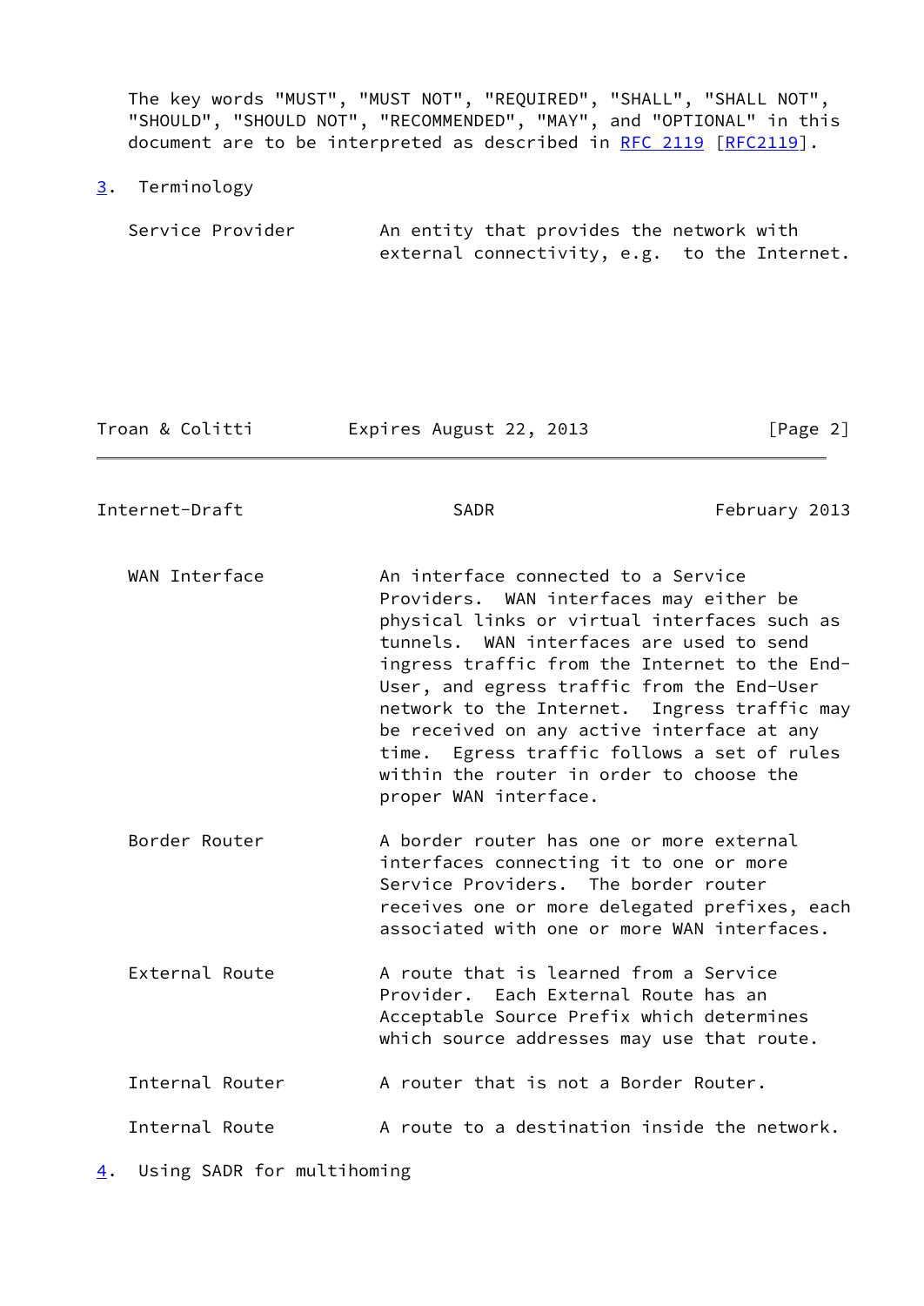The key words "MUST", "MUST NOT", "REQUIRED", "SHALL", "SHALL NOT", "SHOULD", "SHOULD NOT", "RECOMMENDED", "MAY", and "OPTIONAL" in this document are to be interpreted as described in RFC 2119 [RFC2119].

## 3. Terminology

**Service Provider**
An entity that provides the network with external connectivity, e.g. to the Internet.

**WAN Interface**
An interface connected to a Service Providers. WAN interfaces may either be physical links or virtual interfaces such as tunnels. WAN interfaces are used to send ingress traffic from the Internet to the End-User, and egress traffic from the End-User network to the Internet. Ingress traffic may be received on any active interface at any time. Egress traffic follows a set of rules within the router in order to choose the proper WAN interface.

**Border Router**
A border router has one or more external interfaces connecting it to one or more Service Providers. The border router receives one or more delegated prefixes, each associated with one or more WAN interfaces.

**External Route**
A route that is learned from a Service Provider. Each External Route has an Acceptable Source Prefix which determines which source addresses may use that route.

**Internal Router**
A router that is not a Border Router.

**Internal Route**
A route to a destination inside the network.

## 4. Using SADR for multihoming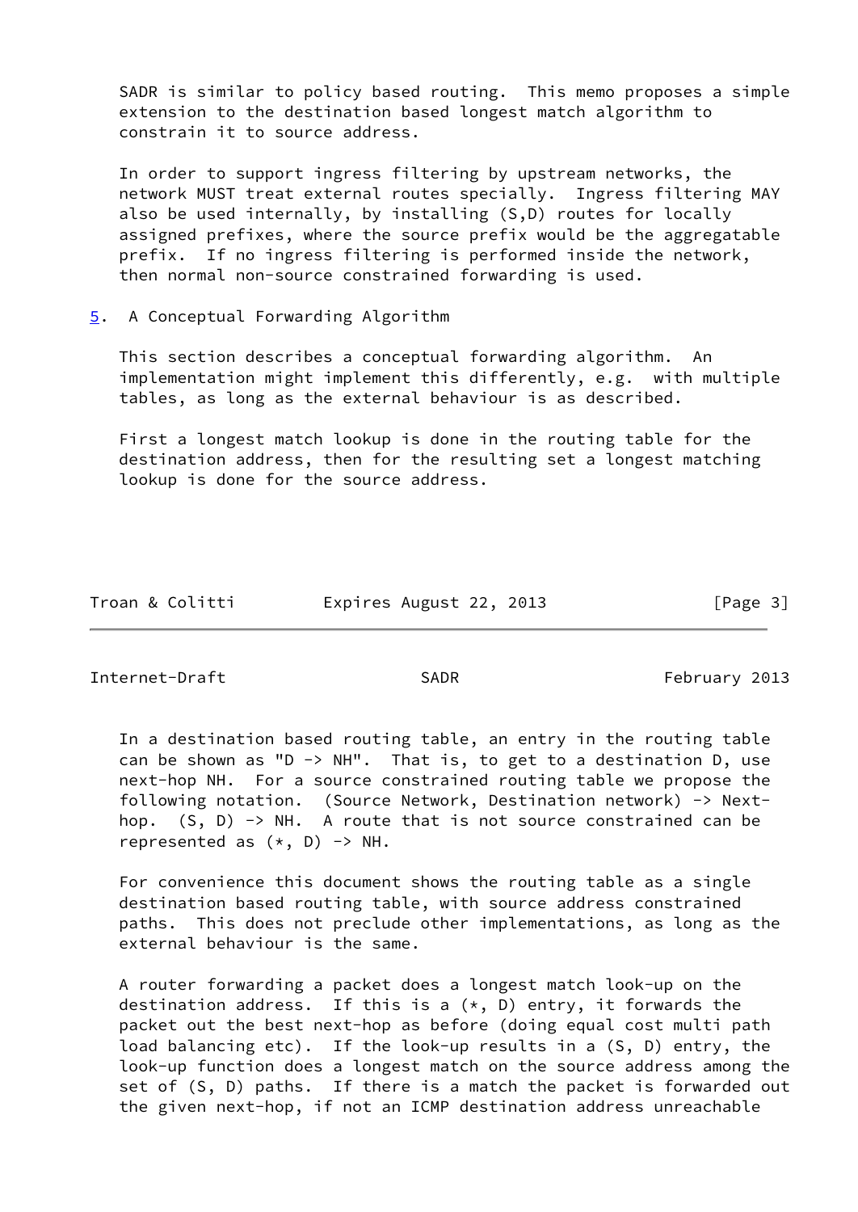SADR is similar to policy based routing. This memo proposes a simple extension to the destination based longest match algorithm to constrain it to source address.

In order to support ingress filtering by upstream networks, the network MUST treat external routes specially. Ingress filtering MAY also be used internally, by installing (S,D) routes for locally assigned prefixes, where the source prefix would be the aggregatable prefix. If no ingress filtering is performed inside the network, then normal non-source constrained forwarding is used.

## 5. A Conceptual Forwarding Algorithm

This section describes a conceptual forwarding algorithm. An implementation might implement this differently, e.g. with multiple tables, as long as the external behaviour is as described.

First a longest match lookup is done in the routing table for the destination address, then for the resulting set a longest matching lookup is done for the source address.

In a destination based routing table, an entry in the routing table can be shown as "D -> NH". That is, to get to a destination D, use next-hop NH. For a source constrained routing table we propose the following notation. (Source Network, Destination network) -> Next-hop. (S, D) -> NH. A route that is not source constrained can be represented as (*, D) -> NH.

For convenience this document shows the routing table as a single destination based routing table, with source address constrained paths. This does not preclude other implementations, as long as the external behaviour is the same.

A router forwarding a packet does a longest match look-up on the destination address. If this is a (*, D) entry, it forwards the packet out the best next-hop as before (doing equal cost multi path load balancing etc). If the look-up results in a (S, D) entry, the look-up function does a longest match on the source address among the set of (S, D) paths. If there is a match the packet is forwarded out the given next-hop, if not an ICMP destination address unreachable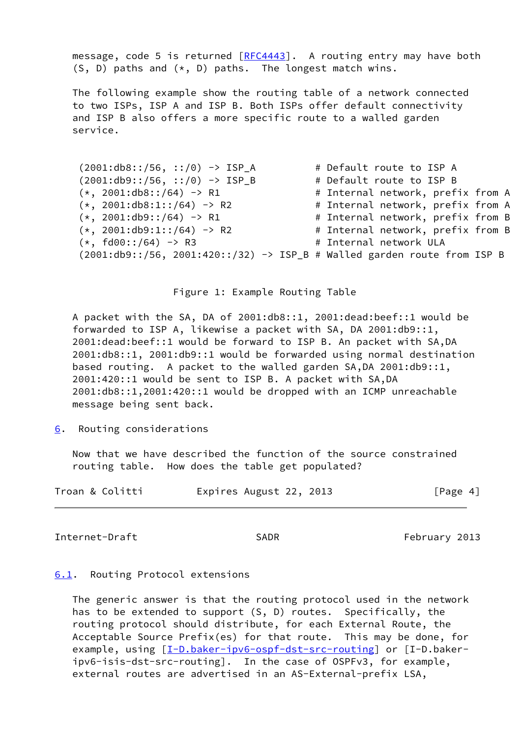message, code 5 is returned [RFC4443]. A routing entry may have both (S, D) paths and (*, D) paths. The longest match wins.

The following example show the routing table of a network connected to two ISPs, ISP A and ISP B. Both ISPs offer default connectivity and ISP B also offers a more specific route to a walled garden service.

```
(2001:db8::/56, ::/0) -> ISP_A          # Default route to ISP A
(2001:db9::/56, ::/0) -> ISP_B          # Default route to ISP B
(*, 2001:db8::/64) -> R1                # Internal network, prefix from A
(*, 2001:db8:1::/64) -> R2              # Internal network, prefix from A
(*, 2001:db9::/64) -> R1                # Internal network, prefix from B
(*, 2001:db9:1::/64) -> R2              # Internal network, prefix from B
(*, fd00::/64) -> R3                    # Internal network ULA
(2001:db9::/56, 2001:420::/32) -> ISP_B # Walled garden route from ISP B
```

Figure 1: Example Routing Table

A packet with the SA, DA of 2001:db8::1, 2001:dead:beef::1 would be forwarded to ISP A, likewise a packet with SA, DA 2001:db9::1, 2001:dead:beef::1 would be forward to ISP B. An packet with SA,DA 2001:db8::1, 2001:db9::1 would be forwarded using normal destination based routing. A packet to the walled garden SA,DA 2001:db9::1, 2001:420::1 would be sent to ISP B. A packet with SA,DA 2001:db8::1,2001:420::1 would be dropped with an ICMP unreachable message being sent back.

## 6. Routing considerations

Now that we have described the function of the source constrained routing table. How does the table get populated?

### 6.1. Routing Protocol extensions

The generic answer is that the routing protocol used in the network has to be extended to support (S, D) routes. Specifically, the routing protocol should distribute, for each External Route, the Acceptable Source Prefix(es) for that route. This may be done, for example, using [I-D.baker-ipv6-ospf-dst-src-routing] or [I-D.baker-ipv6-isis-dst-src-routing]. In the case of OSPFv3, for example, external routes are advertised in an AS-External-prefix LSA,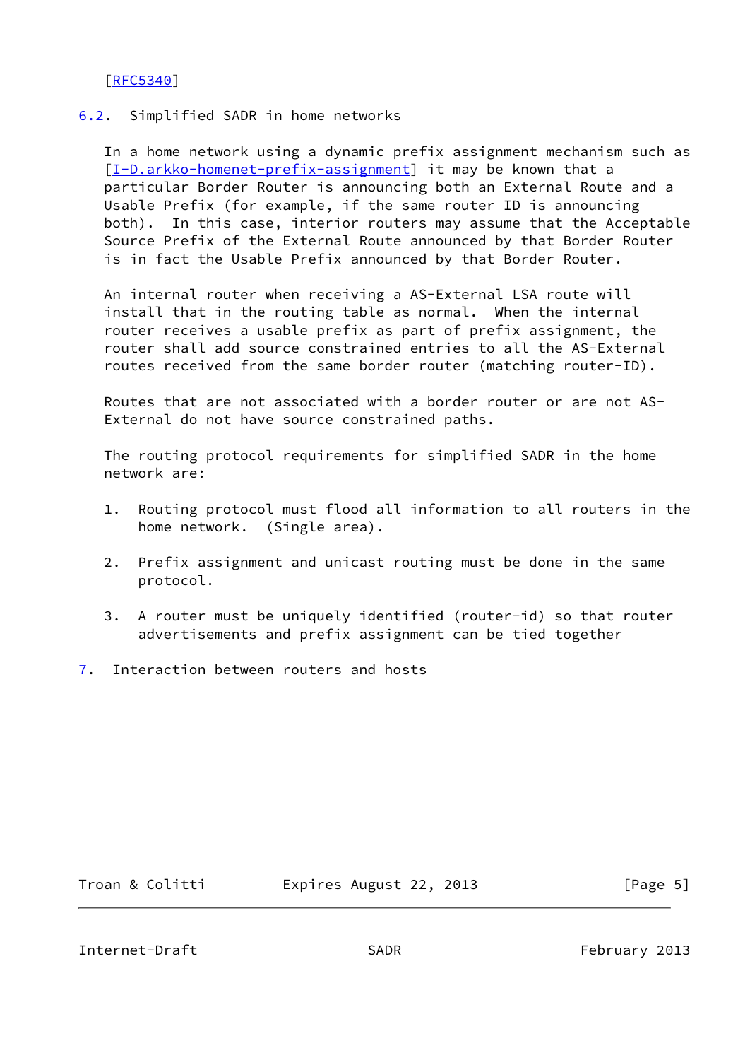[RFC5340]

## 6.2. Simplified SADR in home networks

In a home network using a dynamic prefix assignment mechanism such as [I-D.arkko-homenet-prefix-assignment] it may be known that a particular Border Router is announcing both an External Route and a Usable Prefix (for example, if the same router ID is announcing both). In this case, interior routers may assume that the Acceptable Source Prefix of the External Route announced by that Border Router is in fact the Usable Prefix announced by that Border Router.

An internal router when receiving a AS-External LSA route will install that in the routing table as normal. When the internal router receives a usable prefix as part of prefix assignment, the router shall add source constrained entries to all the AS-External routes received from the same border router (matching router-ID).

Routes that are not associated with a border router or are not AS-External do not have source constrained paths.

The routing protocol requirements for simplified SADR in the home network are:

1. Routing protocol must flood all information to all routers in the home network. (Single area).

2. Prefix assignment and unicast routing must be done in the same protocol.

3. A router must be uniquely identified (router-id) so that router advertisements and prefix assignment can be tied together

# 7. Interaction between routers and hosts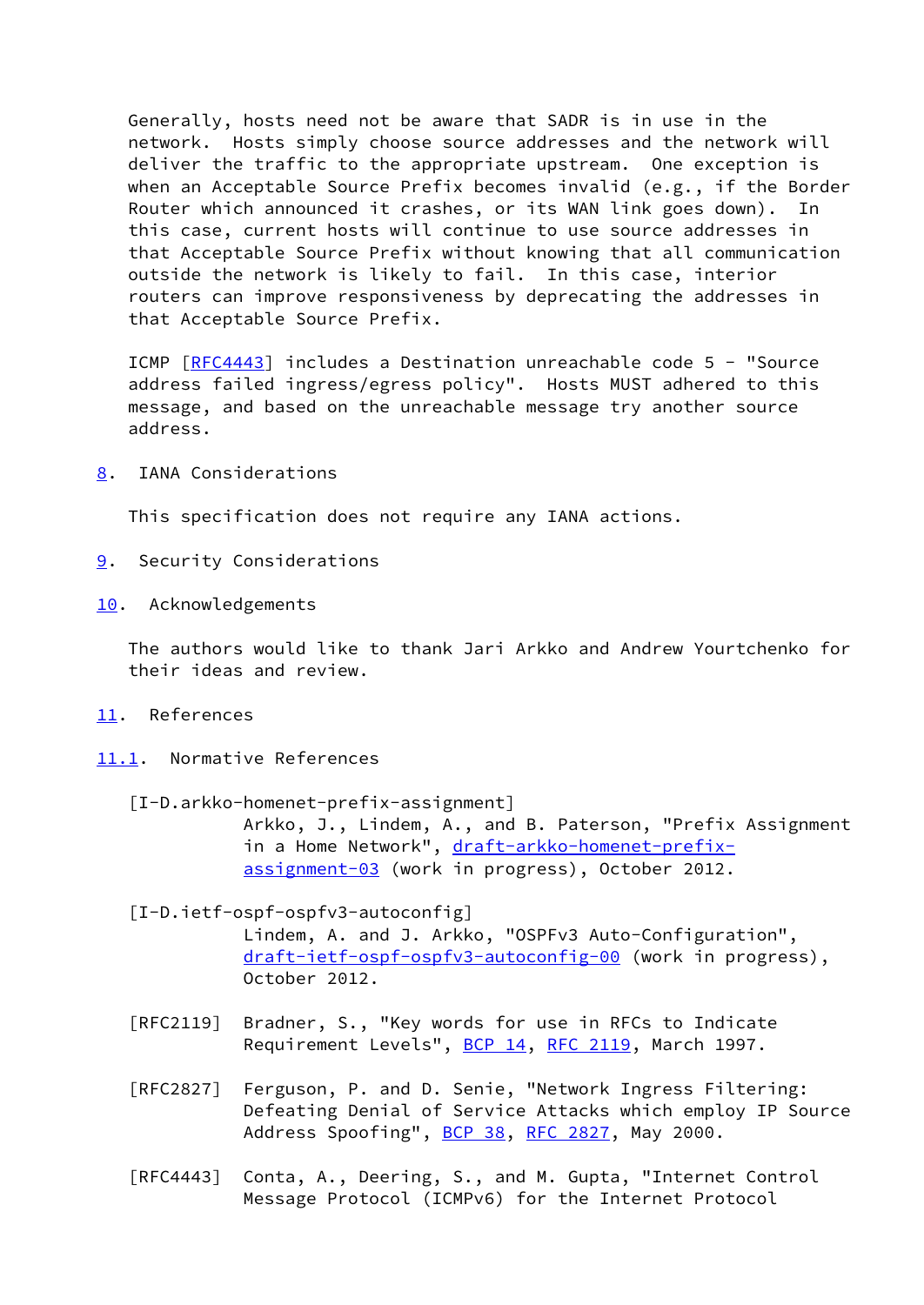Generally, hosts need not be aware that SADR is in use in the network. Hosts simply choose source addresses and the network will deliver the traffic to the appropriate upstream. One exception is when an Acceptable Source Prefix becomes invalid (e.g., if the Border Router which announced it crashes, or its WAN link goes down). In this case, current hosts will continue to use source addresses in that Acceptable Source Prefix without knowing that all communication outside the network is likely to fail. In this case, interior routers can improve responsiveness by deprecating the addresses in that Acceptable Source Prefix.

ICMP [RFC4443] includes a Destination unreachable code 5 - "Source address failed ingress/egress policy". Hosts MUST adhered to this message, and based on the unreachable message try another source address.

## 8. IANA Considerations

This specification does not require any IANA actions.

## 9. Security Considerations

## 10. Acknowledgements

The authors would like to thank Jari Arkko and Andrew Yourtchenko for their ideas and review.

## 11. References

### 11.1. Normative References

[I-D.arkko-homenet-prefix-assignment]
Arkko, J., Lindem, A., and B. Paterson, "Prefix Assignment in a Home Network", draft-arkko-homenet-prefix-assignment-03 (work in progress), October 2012.

[I-D.ietf-ospf-ospfv3-autoconfig]
Lindem, A. and J. Arkko, "OSPFv3 Auto-Configuration", draft-ietf-ospf-ospfv3-autoconfig-00 (work in progress), October 2012.

[RFC2119] Bradner, S., "Key words for use in RFCs to Indicate Requirement Levels", BCP 14, RFC 2119, March 1997.

[RFC2827] Ferguson, P. and D. Senie, "Network Ingress Filtering: Defeating Denial of Service Attacks which employ IP Source Address Spoofing", BCP 38, RFC 2827, May 2000.

[RFC4443] Conta, A., Deering, S., and M. Gupta, "Internet Control Message Protocol (ICMPv6) for the Internet Protocol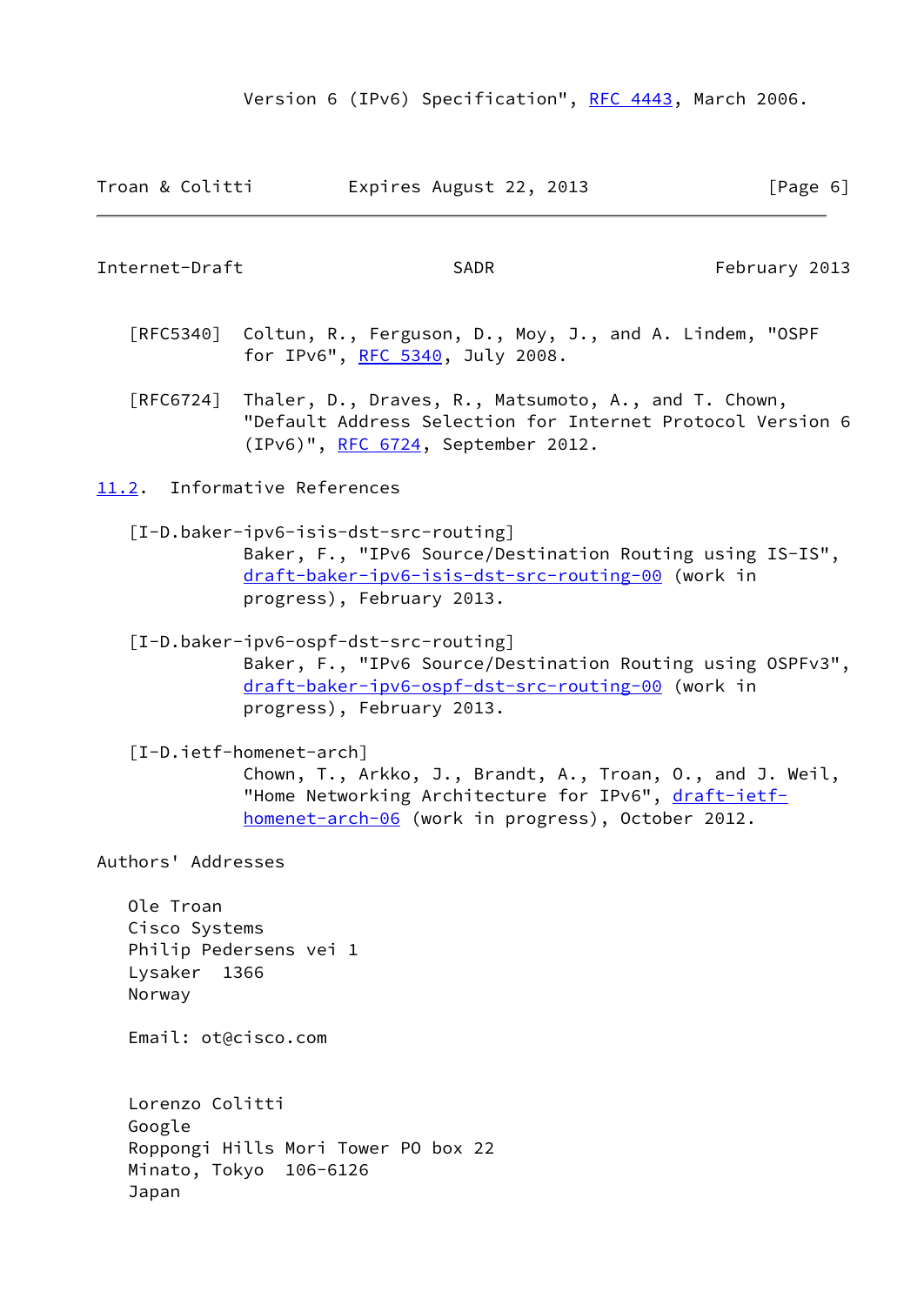Version 6 (IPv6) Specification", RFC 4443, March 2006.

[RFC5340] Coltun, R., Ferguson, D., Moy, J., and A. Lindem, "OSPF for IPv6", RFC 5340, July 2008.

[RFC6724] Thaler, D., Draves, R., Matsumoto, A., and T. Chown, "Default Address Selection for Internet Protocol Version 6 (IPv6)", RFC 6724, September 2012.

## 11.2. Informative References

[I-D.baker-ipv6-isis-dst-src-routing]
Baker, F., "IPv6 Source/Destination Routing using IS-IS", draft-baker-ipv6-isis-dst-src-routing-00 (work in progress), February 2013.

[I-D.baker-ipv6-ospf-dst-src-routing]
Baker, F., "IPv6 Source/Destination Routing using OSPFv3", draft-baker-ipv6-ospf-dst-src-routing-00 (work in progress), February 2013.

[I-D.ietf-homenet-arch]
Chown, T., Arkko, J., Brandt, A., Troan, O., and J. Weil, "Home Networking Architecture for IPv6", draft-ietf-homenet-arch-06 (work in progress), October 2012.

## Authors' Addresses

Ole Troan
Cisco Systems
Philip Pedersens vei 1
Lysaker 1366
Norway

Email: ot@cisco.com

Lorenzo Colitti
Google
Roppongi Hills Mori Tower PO box 22
Minato, Tokyo 106-6126
Japan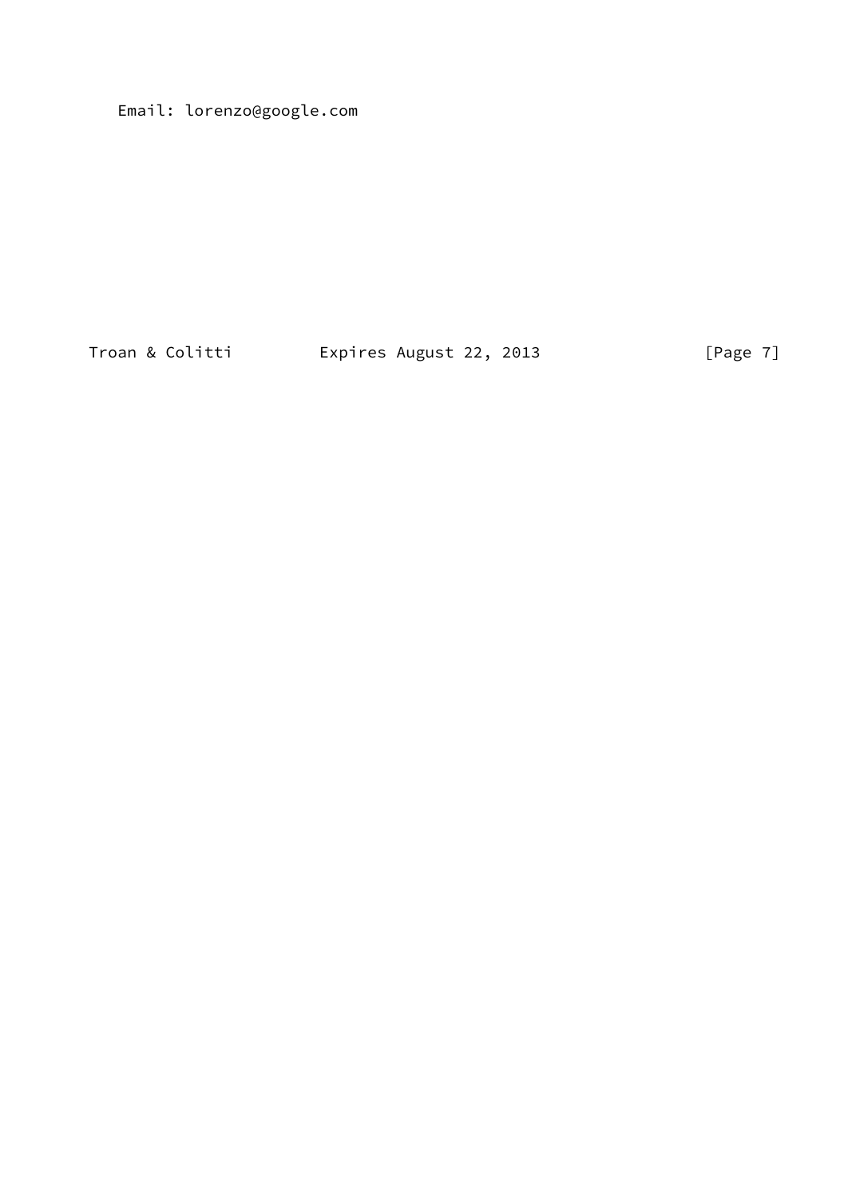Email: lorenzo@google.com